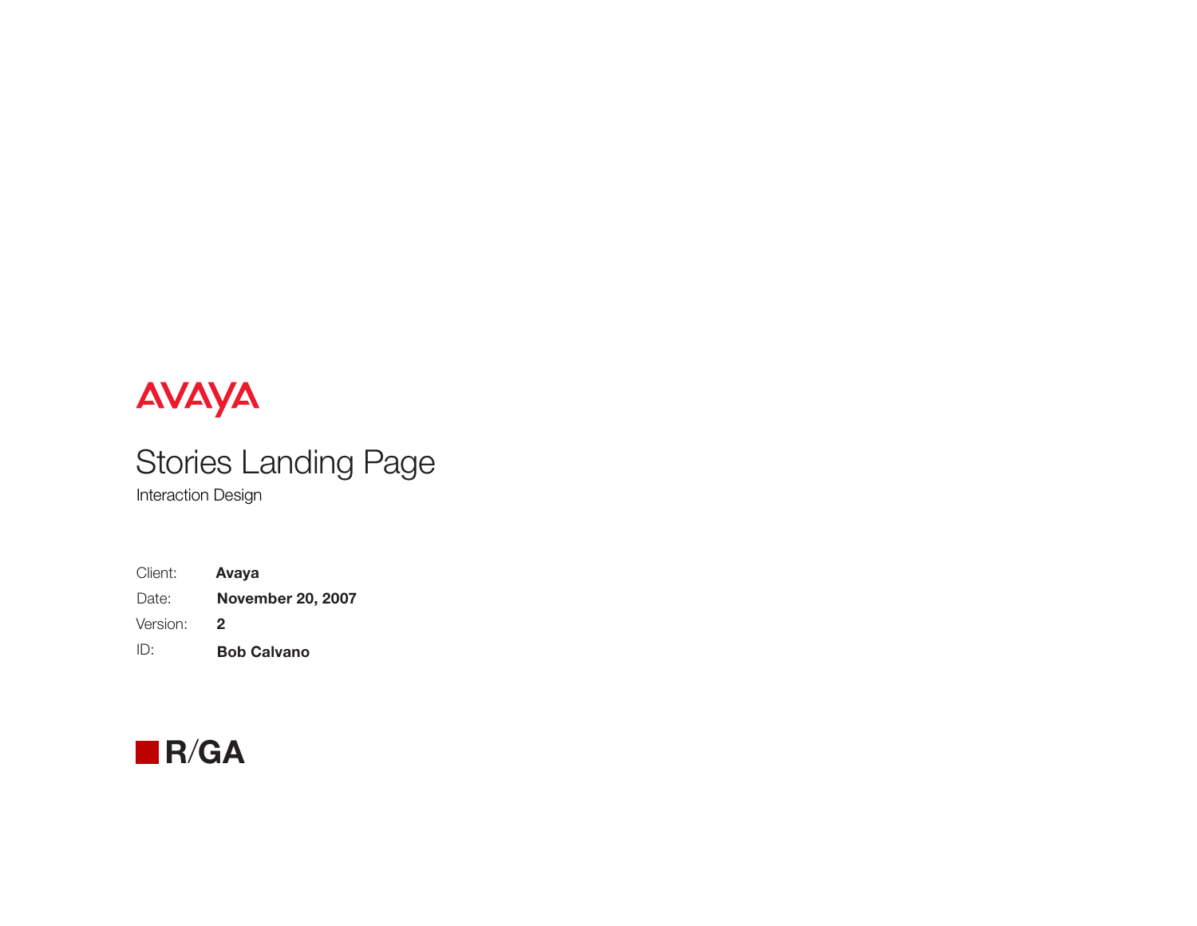AVAYA

# Stories Landing Page

Interaction Design

| | |
|---|---|
| Client: | **Avaya** |
| Date: | **November 20, 2007** |
| Version: | **2** |
| ID: | **Bob Calvano** |

R/GA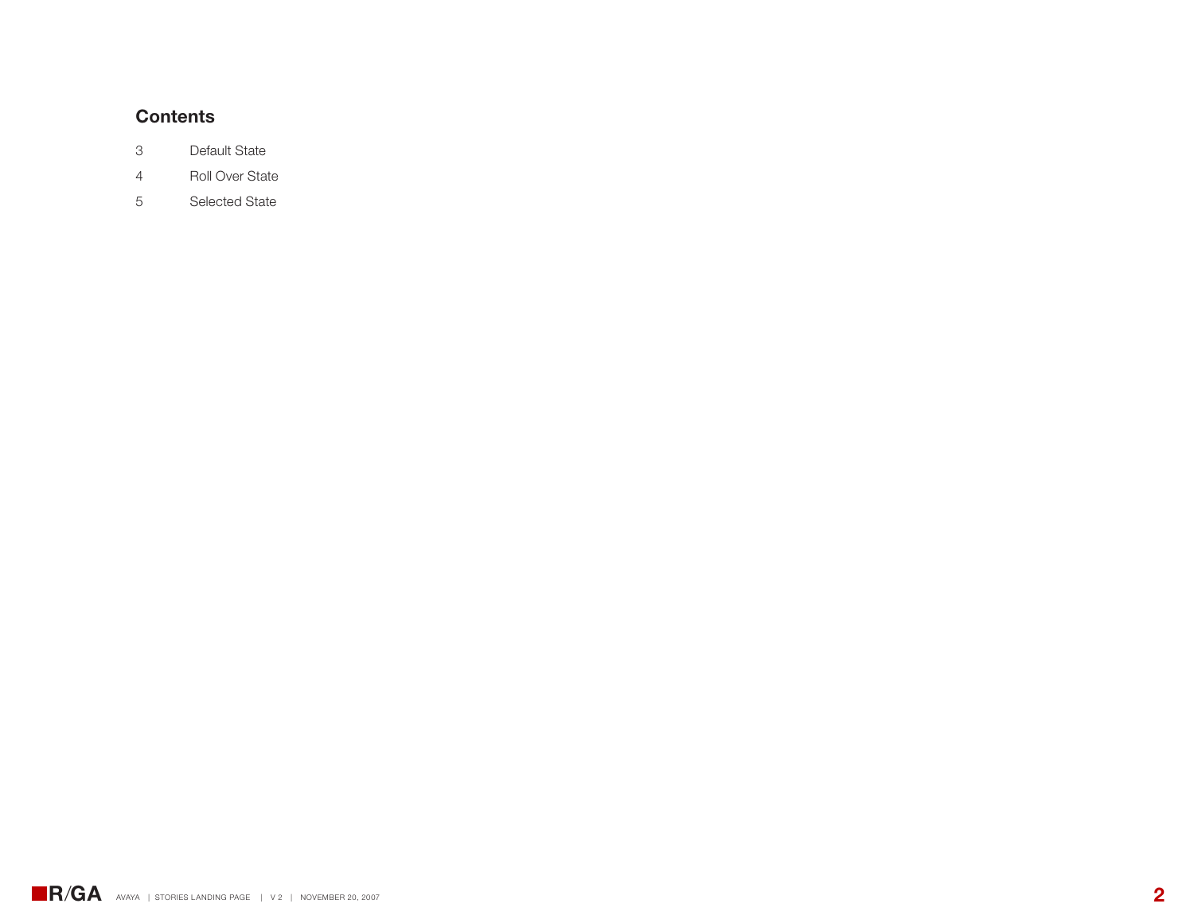## Contents

| | |
|---|---|
| 3 | Default State |
| 4 | Roll Over State |
| 5 | Selected State |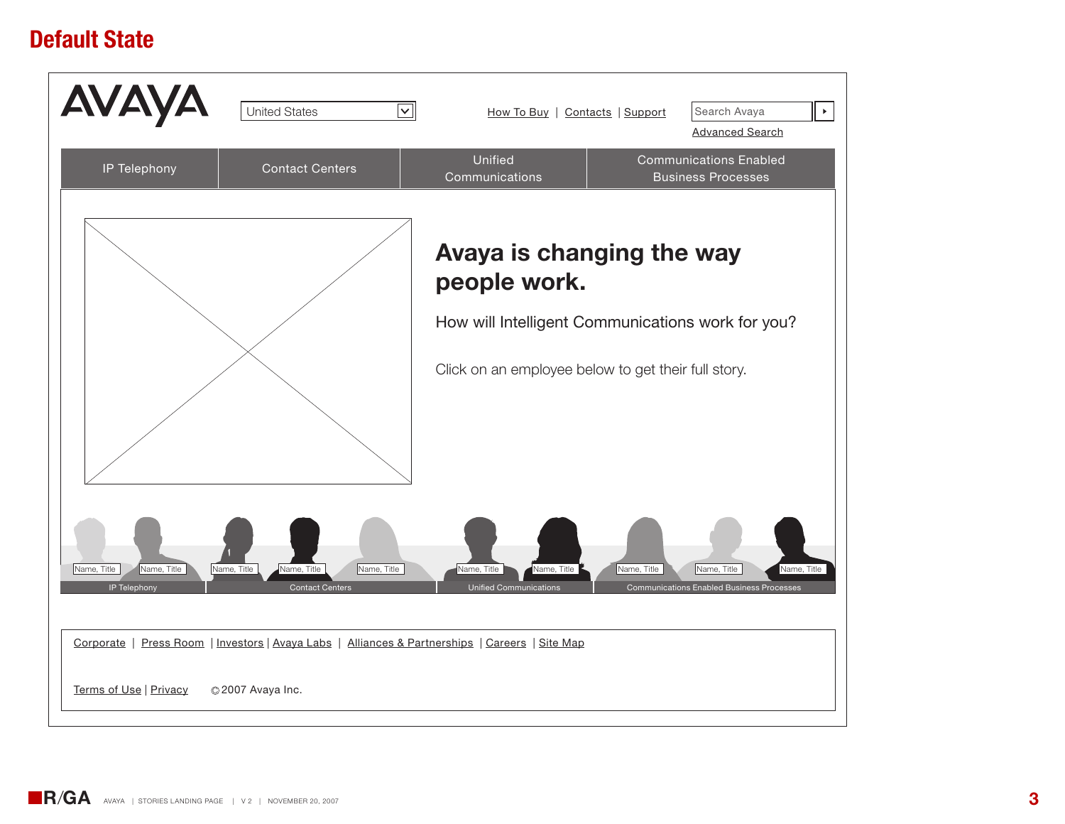# Default State

AVAYA

United States

How To Buy | Contacts | Support

Search Avaya

Advanced Search

IP Telephony | Contact Centers | Unified Communications | Communications Enabled Business Processes

## Avaya is changing the way people work.

How will Intelligent Communications work for you?

Click on an employee below to get their full story.

Name, Title | Name, Title | Name, Title | Name, Title | Name, Title | Name, Title | Name, Title | Name, Title | Name, Title | Name, Title

IP Telephony | Contact Centers | Unified Communications | Communications Enabled Business Processes

Corporate | Press Room | Investors | Avaya Labs | Alliances & Partnerships | Careers | Site Map

Terms of Use | Privacy ©2007 Avaya Inc.

R/GA AVAYA | STORIES LANDING PAGE | V 2 | NOVEMBER 20, 2007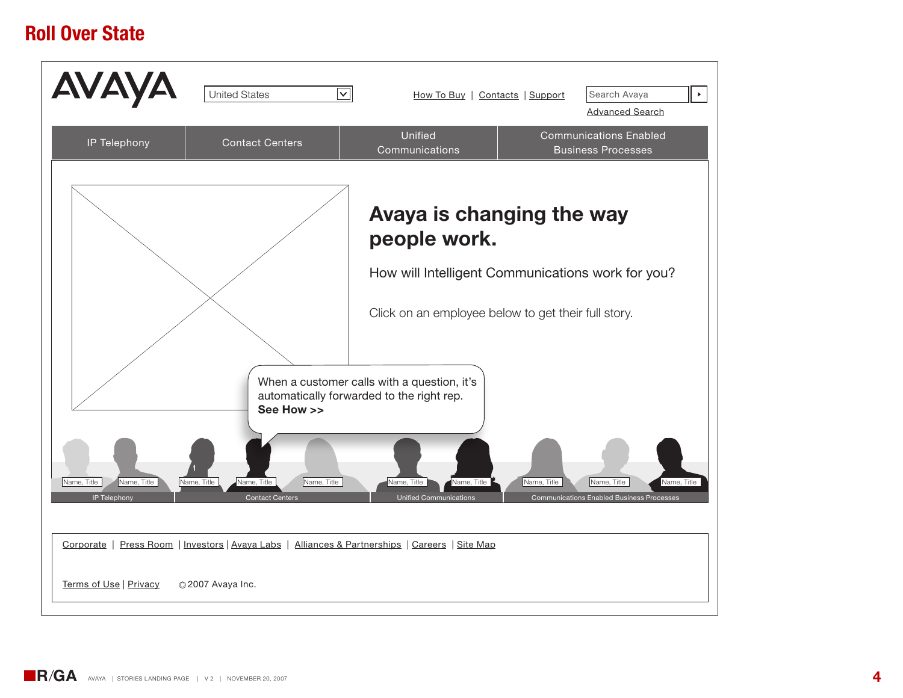# Roll Over State

AVAYA

United States

How To Buy | Contacts | Support

Search Avaya

Advanced Search

| IP Telephony | Contact Centers | Unified Communications | Communications Enabled Business Processes |
|---|---|---|---|

## Avaya is changing the way people work.

How will Intelligent Communications work for you?

Click on an employee below to get their full story.

When a customer calls with a question, it's automatically forwarded to the right rep.
**See How >>**

Name, Title | Name, Title | Name, Title | Name, Title | Name, Title | Name, Title | Name, Title | Name, Title | Name, Title | Name, Title

| IP Telephony | Contact Centers | Unified Communications | Communications Enabled Business Processes |
|---|---|---|---|

Corporate | Press Room | Investors | Avaya Labs | Alliances & Partnerships | Careers | Site Map

Terms of Use | Privacy ©2007 Avaya Inc.

R/GA AVAYA | STORIES LANDING PAGE | V 2 | NOVEMBER 20, 2007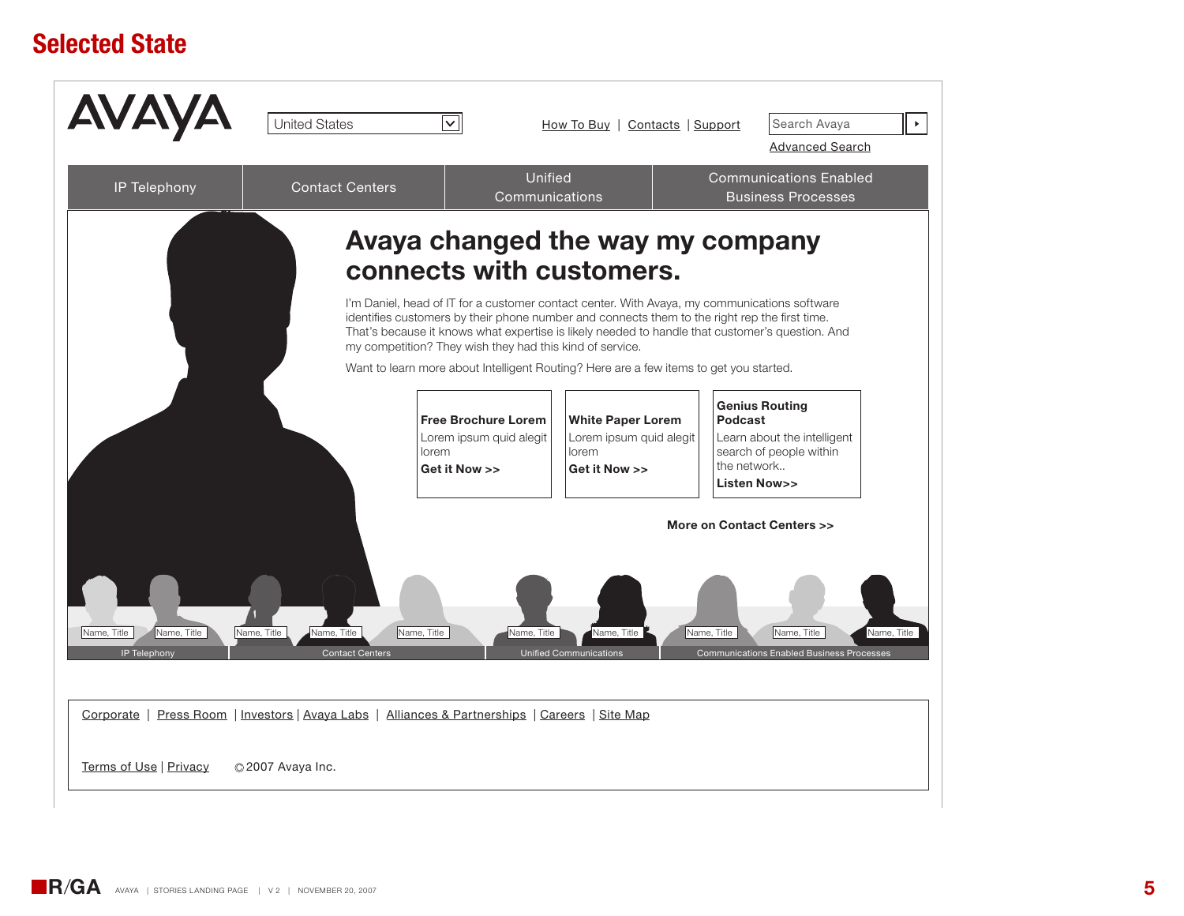# Selected State

AVAYA

United States

How To Buy | Contacts | Support

Search Avaya

Advanced Search

IP Telephony | Contact Centers | Unified Communications | Communications Enabled Business Processes

## Avaya changed the way my company connects with customers.

I'm Daniel, head of IT for a customer contact center. With Avaya, my communications software identifies customers by their phone number and connects them to the right rep the first time. That's because it knows what expertise is likely needed to handle that customer's question. And my competition? They wish they had this kind of service.

Want to learn more about Intelligent Routing? Here are a few items to get you started.

**Free Brochure Lorem**
Lorem ipsum quid alegit lorem
**Get it Now >>**

**White Paper Lorem**
Lorem ipsum quid alegit lorem
**Get it Now >>**

**Genius Routing Podcast**
Learn about the intelligent search of people within the network..
**Listen Now>>**

**More on Contact Centers >>**

Name, Title | Name, Title | Name, Title | Name, Title | Name, Title | Name, Title | Name, Title | Name, Title | Name, Title | Name, Title

IP Telephony | Contact Centers | Unified Communications | Communications Enabled Business Processes

Corporate | Press Room | Investors | Avaya Labs | Alliances & Partnerships | Careers | Site Map

Terms of Use | Privacy ©2007 Avaya Inc.

R/GA AVAYA | STORIES LANDING PAGE | V 2 | NOVEMBER 20, 2007